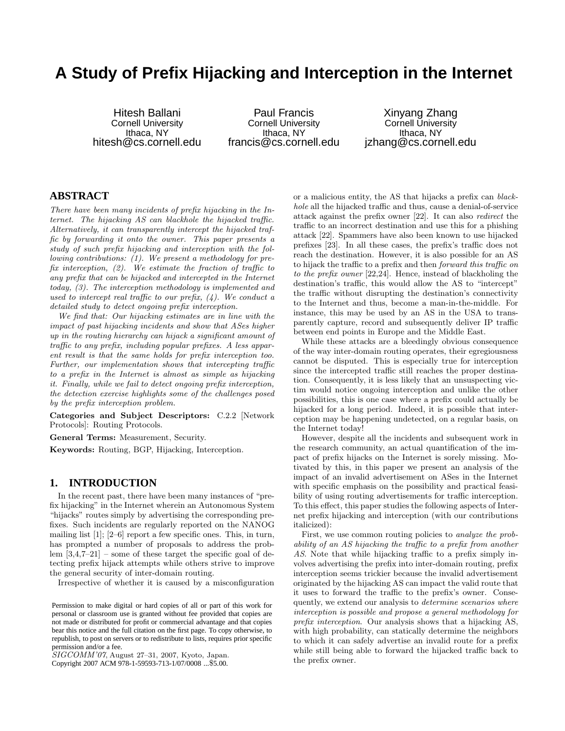# A Study of Prefix Hijacking and Interception in the Internet

Hitesh Ballani
Cornell University
Ithaca, NY
hitesh@cs.cornell.edu

Paul Francis
Cornell University
Ithaca, NY
francis@cs.cornell.edu

Xinyang Zhang
Cornell University
Ithaca, NY
jzhang@cs.cornell.edu

## ABSTRACT

*There have been many incidents of prefix hijacking in the Internet. The hijacking AS can blackhole the hijacked traffic. Alternatively, it can transparently intercept the hijacked traffic by forwarding it onto the owner. This paper presents a study of such prefix hijacking and interception with the following contributions: (1). We present a methodology for prefix interception, (2). We estimate the fraction of traffic to any prefix that can be hijacked and intercepted in the Internet today, (3). The interception methodology is implemented and used to intercept real traffic to our prefix, (4). We conduct a detailed study to detect ongoing prefix interception.*

*We find that: Our hijacking estimates are in line with the impact of past hijacking incidents and show that ASes higher up in the routing hierarchy can hijack a significant amount of traffic to any prefix, including popular prefixes. A less apparent result is that the same holds for prefix interception too. Further, our implementation shows that intercepting traffic to a prefix in the Internet is almost as simple as hijacking it. Finally, while we fail to detect ongoing prefix interception, the detection exercise highlights some of the challenges posed by the prefix interception problem.*

**Categories and Subject Descriptors:** C.2.2 [Network Protocols]: Routing Protocols.

**General Terms:** Measurement, Security.

**Keywords:** Routing, BGP, Hijacking, Interception.

## 1. INTRODUCTION

In the recent past, there have been many instances of "prefix hijacking" in the Internet wherein an Autonomous System "hijacks" routes simply by advertising the corresponding prefixes. Such incidents are regularly reported on the NANOG mailing list [1]; [2–6] report a few specific ones. This, in turn, has prompted a number of proposals to address the problem [3,4,7–21] – some of these target the specific goal of detecting prefix hijack attempts while others strive to improve the general security of inter-domain routing.

Irrespective of whether it is caused by a misconfiguration or a malicious entity, the AS that hijacks a prefix can *blackhole* all the hijacked traffic and thus, cause a denial-of-service attack against the prefix owner [22]. It can also *redirect* the traffic to an incorrect destination and use this for a phishing attack [22]. Spammers have also been known to use hijacked prefixes [23]. In all these cases, the prefix's traffic does not reach the destination. However, it is also possible for an AS to hijack the traffic to a prefix and then *forward this traffic on to the prefix owner* [22,24]. Hence, instead of blackholing the destination's traffic, this would allow the AS to "intercept" the traffic without disrupting the destination's connectivity to the Internet and thus, become a man-in-the-middle. For instance, this may be used by an AS in the USA to transparently capture, record and subsequently deliver IP traffic between end points in Europe and the Middle East.

While these attacks are a bleedingly obvious consequence of the way inter-domain routing operates, their egregiousness cannot be disputed. This is especially true for interception since the intercepted traffic still reaches the proper destination. Consequently, it is less likely that an unsuspecting victim would notice ongoing interception and unlike the other possibilities, this is one case where a prefix could actually be hijacked for a long period. Indeed, it is possible that interception may be happening undetected, on a regular basis, on the Internet today!

However, despite all the incidents and subsequent work in the research community, an actual quantification of the impact of prefix hijacks on the Internet is sorely missing. Motivated by this, in this paper we present an analysis of the impact of an invalid advertisement on ASes in the Internet with specific emphasis on the possibility and practical feasibility of using routing advertisements for traffic interception. To this effect, this paper studies the following aspects of Internet prefix hijacking and interception (with our contributions italicized):

First, we use common routing policies to *analyze the probability of an AS hijacking the traffic to a prefix from another AS*. Note that while hijacking traffic to a prefix simply involves advertising the prefix into inter-domain routing, prefix interception seems trickier because the invalid advertisement originated by the hijacking AS can impact the valid route that it uses to forward the traffic to the prefix's owner. Consequently, we extend our analysis to *determine scenarios where interception is possible and propose a general methodology for prefix interception*. Our analysis shows that a hijacking AS, with high probability, can statically determine the neighbors to which it can safely advertise an invalid route for a prefix while still being able to forward the hijacked traffic back to the prefix owner.

Permission to make digital or hard copies of all or part of this work for personal or classroom use is granted without fee provided that copies are not made or distributed for profit or commercial advantage and that copies bear this notice and the full citation on the first page. To copy otherwise, to republish, to post on servers or to redistribute to lists, requires prior specific permission and/or a fee.
*SIGCOMM'07*, August 27–31, 2007, Kyoto, Japan.
Copyright 2007 ACM 978-1-59593-713-1/07/0008 ...$5.00.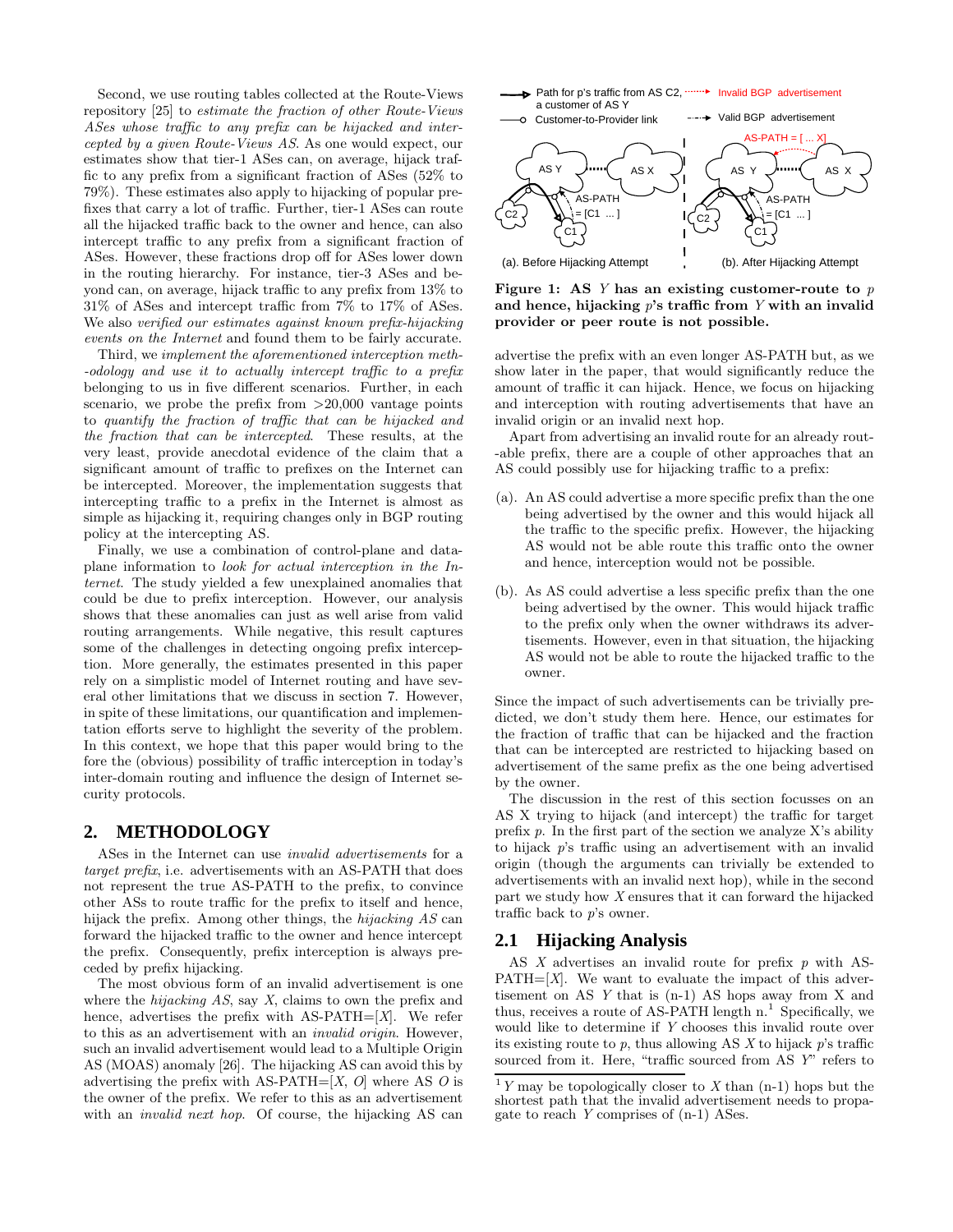Second, we use routing tables collected at the Route-Views repository [25] to *estimate the fraction of other Route-Views ASes whose traffic to any prefix can be hijacked and intercepted by a given Route-Views AS*. As one would expect, our estimates show that tier-1 ASes can, on average, hijack traffic to any prefix from a significant fraction of ASes (52% to 79%). These estimates also apply to hijacking of popular prefixes that carry a lot of traffic. Further, tier-1 ASes can route all the hijacked traffic back to the owner and hence, can also intercept traffic to any prefix from a significant fraction of ASes. However, these fractions drop off for ASes lower down in the routing hierarchy. For instance, tier-3 ASes and beyond can, on average, hijack traffic to any prefix from 13% to 31% of ASes and intercept traffic from 7% to 17% of ASes. We also *verified our estimates against known prefix-hijacking events on the Internet* and found them to be fairly accurate.

Third, we *implement the aforementioned interception methodology and use it to actually intercept traffic to a prefix* belonging to us in five different scenarios. Further, in each scenario, we probe the prefix from >20,000 vantage points to *quantify the fraction of traffic that can be hijacked and the fraction that can be intercepted*. These results, at the very least, provide anecdotal evidence of the claim that a significant amount of traffic to prefixes on the Internet can be intercepted. Moreover, the implementation suggests that intercepting traffic to a prefix in the Internet is almost as simple as hijacking it, requiring changes only in BGP routing policy at the intercepting AS.

Finally, we use a combination of control-plane and data-plane information to *look for actual interception in the Internet*. The study yielded a few unexplained anomalies that could be due to prefix interception. However, our analysis shows that these anomalies can just as well arise from valid routing arrangements. While negative, this result captures some of the challenges in detecting ongoing prefix interception. More generally, the estimates presented in this paper rely on a simplistic model of Internet routing and have several other limitations that we discuss in section 7. However, in spite of these limitations, our quantification and implementation efforts serve to highlight the severity of the problem. In this context, we hope that this paper would bring to the fore the (obvious) possibility of traffic interception in today's inter-domain routing and influence the design of Internet security protocols.

## 2. METHODOLOGY

ASes in the Internet can use *invalid advertisements* for a *target prefix*, i.e. advertisements with an AS-PATH that does not represent the true AS-PATH to the prefix, to convince other ASs to route traffic for the prefix to itself and hence, hijack the prefix. Among other things, the *hijacking AS* can forward the hijacked traffic to the owner and hence intercept the prefix. Consequently, prefix interception is always preceded by prefix hijacking.

The most obvious form of an invalid advertisement is one where the *hijacking AS*, say $X$, claims to own the prefix and hence, advertises the prefix with AS-PATH=[$X$]. We refer to this as an advertisement with an *invalid origin*. However, such an invalid advertisement would lead to a Multiple Origin AS (MOAS) anomaly [26]. The hijacking AS can avoid this by advertising the prefix with AS-PATH=[$X$, $O$] where AS $O$ is the owner of the prefix. We refer to this as an advertisement with an *invalid next hop*. Of course, the hijacking AS can advertise the prefix with an even longer AS-PATH but, as we show later in the paper, that would significantly reduce the amount of traffic it can hijack. Hence, we focus on hijacking and interception with routing advertisements that have an invalid origin or an invalid next hop.

Apart from advertising an invalid route for an already routable prefix, there are a couple of other approaches that an AS could possibly use for hijacking traffic to a prefix:

(a). An AS could advertise a more specific prefix than the one being advertised by the owner and this would hijack all the traffic to the specific prefix. However, the hijacking AS would not be able route this traffic onto the owner and hence, interception would not be possible.

(b). As AS could advertise a less specific prefix than the one being advertised by the owner. This would hijack traffic to the prefix only when the owner withdraws its advertisements. However, even in that situation, the hijacking AS would not be able to route the hijacked traffic to the owner.

Since the impact of such advertisements can be trivially predicted, we don't study them here. Hence, our estimates for the fraction of traffic that can be hijacked and the fraction that can be intercepted are restricted to hijacking based on advertisement of the same prefix as the one being advertised by the owner.

The discussion in the rest of this section focusses on an AS X trying to hijack (and intercept) the traffic for target prefix $p$. In the first part of the section we analyze X's ability to hijack $p$'s traffic using an advertisement with an invalid origin (though the arguments can trivially be extended to advertisements with an invalid next hop), while in the second part we study how $X$ ensures that it can forward the hijacked traffic back to $p$'s owner.

**Figure 1: AS $Y$ has an existing customer-route to $p$ and hence, hijacking $p$'s traffic from $Y$ with an invalid provider or peer route is not possible.**

### 2.1 Hijacking Analysis

AS $X$ advertises an invalid route for prefix $p$ with AS-PATH=[$X$]. We want to evaluate the impact of this advertisement on AS $Y$ that is (n-1) AS hops away from X and thus, receives a route of AS-PATH length n.[1] Specifically, we would like to determine if $Y$ chooses this invalid route over its existing route to $p$, thus allowing AS $X$ to hijack $p$'s traffic sourced from it. Here, "traffic sourced from AS $Y$" refers to

[1] $Y$ may be topologically closer to $X$ than (n-1) hops but the shortest path that the invalid advertisement needs to propagate to reach $Y$ comprises of (n-1) ASes.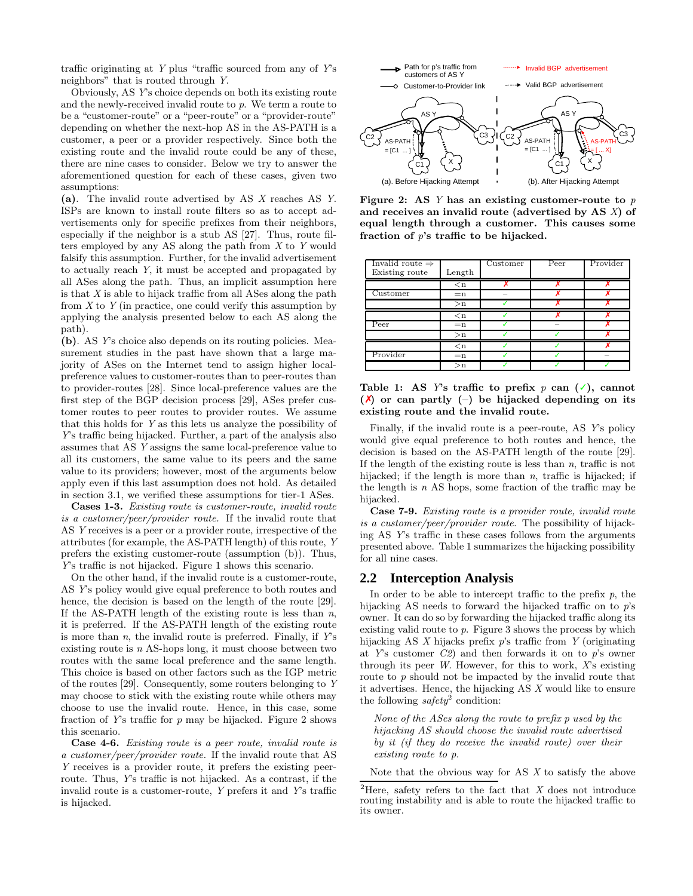traffic originating at $Y$ plus "traffic sourced from any of $Y$'s neighbors" that is routed through $Y$.

Obviously, AS $Y$'s choice depends on both its existing route and the newly-received invalid route to $p$. We term a route to be a "customer-route" or a "peer-route" or a "provider-route" depending on whether the next-hop AS in the AS-PATH is a customer, a peer or a provider respectively. Since both the existing route and the invalid route could be any of these, there are nine cases to consider. Below we try to answer the aforementioned question for each of these cases, given two assumptions:

**(a).** The invalid route advertised by AS $X$ reaches AS $Y$. ISPs are known to install route filters so as to accept advertisements only for specific prefixes from their neighbors, especially if the neighbor is a stub AS [27]. Thus, route filters employed by any AS along the path from $X$ to $Y$ would falsify this assumption. Further, for the invalid advertisement to actually reach $Y$, it must be accepted and propagated by all ASes along the path. Thus, an implicit assumption here is that $X$ is able to hijack traffic from all ASes along the path from $X$ to $Y$ (in practice, one could verify this assumption by applying the analysis presented below to each AS along the path).

**(b).** AS $Y$'s choice also depends on its routing policies. Measurement studies in the past have shown that a large majority of ASes on the Internet tend to assign higher local-preference values to customer-routes than to peer-routes than to provider-routes [28]. Since local-preference values are the first step of the BGP decision process [29], ASes prefer customer routes to peer routes to provider routes. We assume that this holds for $Y$ as this lets us analyze the possibility of $Y$'s traffic being hijacked. Further, a part of the analysis also assumes that AS $Y$ assigns the same local-preference value to all its customers, the same value to its peers and the same value to its providers; however, most of the arguments below apply even if this last assumption does not hold. As detailed in section 3.1, we verified these assumptions for tier-1 ASes.

**Cases 1-3.** *Existing route is customer-route, invalid route is a customer/peer/provider route.* If the invalid route that AS $Y$ receives is a peer or a provider route, irrespective of the attributes (for example, the AS-PATH length) of this route, $Y$ prefers the existing customer-route (assumption (b)). Thus, $Y$'s traffic is not hijacked. Figure 1 shows this scenario.

On the other hand, if the invalid route is a customer-route, AS $Y$'s policy would give equal preference to both routes and hence, the decision is based on the length of the route [29]. If the AS-PATH length of the existing route is less than $n$, it is preferred. If the AS-PATH length of the existing route is more than $n$, the invalid route is preferred. Finally, if $Y$'s existing route is $n$ AS-hops long, it must choose between two routes with the same local preference and the same length. This choice is based on other factors such as the IGP metric of the routes [29]. Consequently, some routers belonging to $Y$ may choose to stick with the existing route while others may choose to use the invalid route. Hence, in this case, some fraction of $Y$'s traffic for $p$ may be hijacked. Figure 2 shows this scenario.

**Case 4-6.** *Existing route is a peer route, invalid route is a customer/peer/provider route.* If the invalid route that AS $Y$ receives is a provider route, it prefers the existing peer-route. Thus, $Y$'s traffic is not hijacked. As a contrast, if the invalid route is a customer-route, $Y$ prefers it and $Y$'s traffic is hijacked.

Path for p's traffic from customers of AS Y
Customer-to-Provider link
Invalid BGP advertisement
Valid BGP advertisement
AS Y
C2
C3
C1
X
AS-PATH = [C1 ... ]
AS-PATH = [ ... X]
(a). Before Hijacking Attempt
(b). After Hijacking Attempt

**Figure 2: AS $Y$ has an existing customer-route to $p$ and receives an invalid route (advertised by AS $X$) of equal length through a customer. This causes some fraction of $p$'s traffic to be hijacked.**

| Invalid route ⇒ Existing route | Length | Customer | Peer | Provider |
|---|---|---|---|---|
| | <n | ✗ | ✗ | ✗ |
| Customer | =n | – | ✗ | ✗ |
| | >n | ✓ | ✗ | ✗ |
| | <n | ✓ | ✗ | ✗ |
| Peer | =n | ✓ | – | ✗ |
| | >n | ✓ | ✓ | ✗ |
| | <n | ✓ | ✓ | ✗ |
| Provider | =n | ✓ | ✓ | – |
| | >n | ✓ | ✓ | ✓ |

**Table 1: AS $Y$'s traffic to prefix $p$ can (✓), cannot (✗) or can partly (–) be hijacked depending on its existing route and the invalid route.**

Finally, if the invalid route is a peer-route, AS $Y$'s policy would give equal preference to both routes and hence, the decision is based on the AS-PATH length of the route [29]. If the length of the existing route is less than $n$, traffic is not hijacked; if the length is more than $n$, traffic is hijacked; if the length is $n$ AS hops, some fraction of the traffic may be hijacked.

**Case 7-9.** *Existing route is a provider route, invalid route is a customer/peer/provider route.* The possibility of hijacking AS $Y$'s traffic in these cases follows from the arguments presented above. Table 1 summarizes the hijacking possibility for all nine cases.

## 2.2 Interception Analysis

In order to be able to intercept traffic to the prefix $p$, the hijacking AS needs to forward the hijacked traffic on to $p$'s owner. It can do so by forwarding the hijacked traffic along its existing valid route to $p$. Figure 3 shows the process by which hijacking AS $X$ hijacks prefix $p$'s traffic from $Y$ (originating at $Y$'s customer $C2$) and then forwards it on to $p$'s owner through its peer $W$. However, for this to work, $X$'s existing route to $p$ should not be impacted by the invalid route that it advertises. Hence, the hijacking AS $X$ would like to ensure the following *safety*[2] condition:

> *None of the ASes along the route to prefix p used by the hijacking AS should choose the invalid route advertised by it (if they do receive the invalid route) over their existing route to p.*

Note that the obvious way for AS $X$ to satisfy the above

[2]Here, safety refers to the fact that $X$ does not introduce routing instability and is able to route the hijacked traffic to its owner.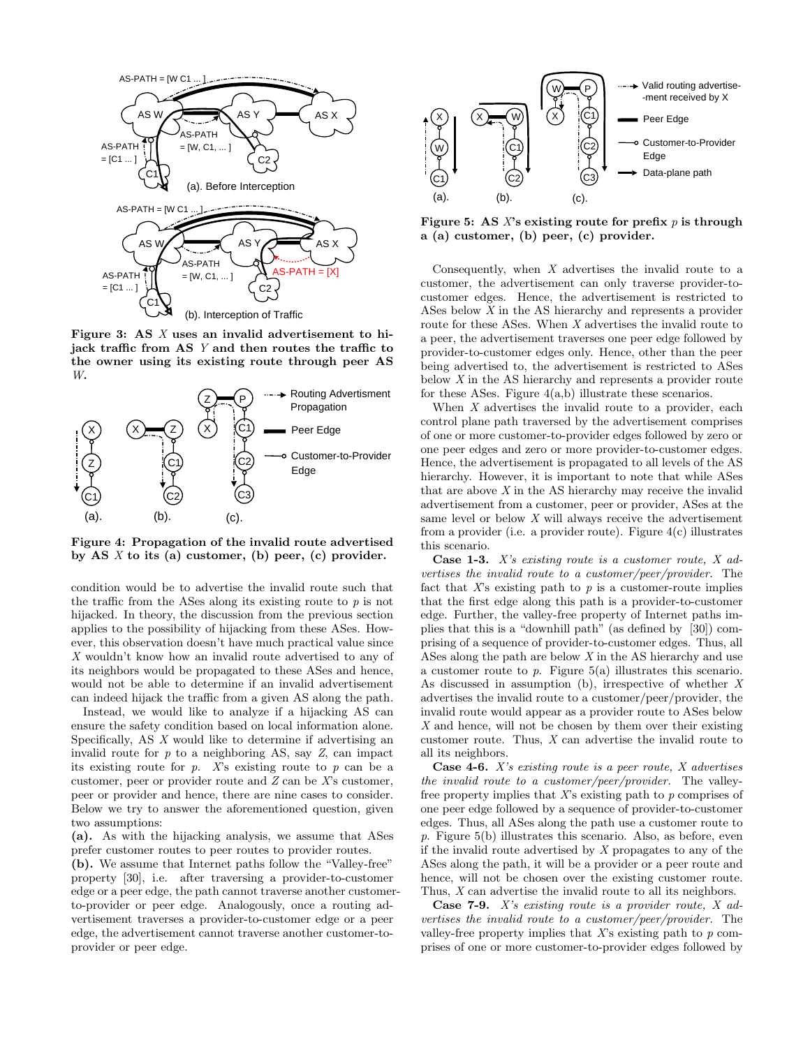AS-PATH = [W C1 ... ]

AS W

AS Y

AS X

AS-PATH = [C1 ... ]

AS-PATH = [W, C1, ... ]

C1

C2

(a). Before Interception

AS-PATH = [W C1 ... ]

AS W

AS Y

AS X

AS-PATH = [C1 ... ]

AS-PATH = [W, C1, ... ]

AS-PATH = [X]

C1

C2

(b). Interception of Traffic

**Figure 3: AS $X$ uses an invalid advertisement to hijack traffic from AS $Y$ and then routes the traffic to the owner using its existing route through peer AS $W$.**

X Z C1 (a).

X Z C1 C2 (b).

Z P X C1 C2 C3 (c).

Routing Advertisment Propagation

Peer Edge

Customer-to-Provider Edge

**Figure 4: Propagation of the invalid route advertised by AS $X$ to its (a) customer, (b) peer, (c) provider.**

condition would be to advertise the invalid route such that the traffic from the ASes along its existing route to $p$ is not hijacked. In theory, the discussion from the previous section applies to the possibility of hijacking from these ASes. However, this observation doesn't have much practical value since $X$ wouldn't know how an invalid route advertised to any of its neighbors would be propagated to these ASes and hence, would not be able to determine if an invalid advertisement can indeed hijack the traffic from a given AS along the path.

Instead, we would like to analyze if a hijacking AS can ensure the safety condition based on local information alone. Specifically, AS $X$ would like to determine if advertising an invalid route for $p$ to a neighboring AS, say $Z$, can impact its existing route for $p$. $X$'s existing route to $p$ can be a customer, peer or provider route and $Z$ can be $X$'s customer, peer or provider and hence, there are nine cases to consider. Below we try to answer the aforementioned question, given two assumptions:

**(a).** As with the hijacking analysis, we assume that ASes prefer customer routes to peer routes to provider routes.

**(b).** We assume that Internet paths follow the "Valley-free" property [30], i.e. after traversing a provider-to-customer edge or a peer edge, the path cannot traverse another customer-to-provider or peer edge. Analogously, once a routing advertisement traverses a provider-to-customer edge or a peer edge, the advertisement cannot traverse another customer-to-provider or peer edge.

X W C1 (a).

X W C1 C2 (b).

W P X C1 C2 C3 (c).

Valid routing advertise- -ment received by X

Peer Edge

Customer-to-Provider Edge

Data-plane path

**Figure 5: AS $X$'s existing route for prefix $p$ is through a (a) customer, (b) peer, (c) provider.**

Consequently, when $X$ advertises the invalid route to a customer, the advertisement can only traverse provider-to-customer edges. Hence, the advertisement is restricted to ASes below $X$ in the AS hierarchy and represents a provider route for these ASes. When $X$ advertises the invalid route to a peer, the advertisement traverses one peer edge followed by provider-to-customer edges only. Hence, other than the peer being advertised to, the advertisement is restricted to ASes below $X$ in the AS hierarchy and represents a provider route for these ASes. Figure 4(a,b) illustrate these scenarios.

When $X$ advertises the invalid route to a provider, each control plane path traversed by the advertisement comprises of one or more customer-to-provider edges followed by zero or one peer edges and zero or more provider-to-customer edges. Hence, the advertisement is propagated to all levels of the AS hierarchy. However, it is important to note that while ASes that are above $X$ in the AS hierarchy may receive the invalid advertisement from a customer, peer or provider, ASes at the same level or below $X$ will always receive the advertisement from a provider (i.e. a provider route). Figure 4(c) illustrates this scenario.

**Case 1-3.** *$X$'s existing route is a customer route, $X$ advertises the invalid route to a customer/peer/provider.* The fact that $X$'s existing path to $p$ is a customer-route implies that the first edge along this path is a provider-to-customer edge. Further, the valley-free property of Internet paths implies that this is a "downhill path" (as defined by [30]) comprising of a sequence of provider-to-customer edges. Thus, all ASes along the path are below $X$ in the AS hierarchy and use a customer route to $p$. Figure 5(a) illustrates this scenario. As discussed in assumption (b), irrespective of whether $X$ advertises the invalid route to a customer/peer/provider, the invalid route would appear as a provider route to ASes below $X$ and hence, will not be chosen by them over their existing customer route. Thus, $X$ can advertise the invalid route to all its neighbors.

**Case 4-6.** *$X$'s existing route is a peer route, $X$ advertises the invalid route to a customer/peer/provider.* The valley-free property implies that $X$'s existing path to $p$ comprises of one peer edge followed by a sequence of provider-to-customer edges. Thus, all ASes along the path use a customer route to $p$. Figure 5(b) illustrates this scenario. Also, as before, even if the invalid route advertised by $X$ propagates to any of the ASes along the path, it will be a provider or a peer route and hence, will not be chosen over the existing customer route. Thus, $X$ can advertise the invalid route to all its neighbors.

**Case 7-9.** *$X$'s existing route is a provider route, $X$ advertises the invalid route to a customer/peer/provider.* The valley-free property implies that $X$'s existing path to $p$ comprises of one or more customer-to-provider edges followed by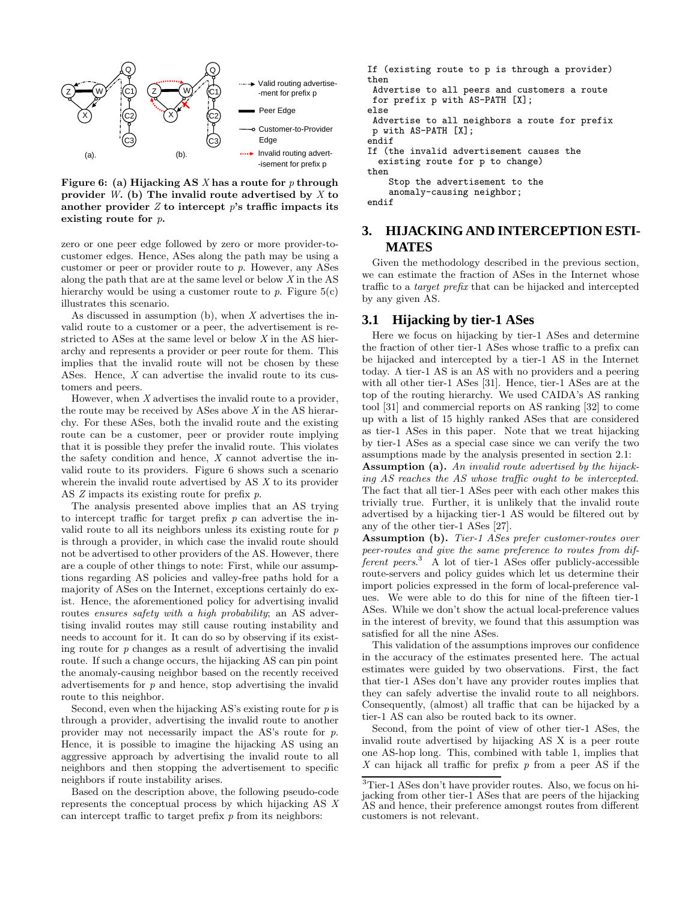(a). (b).

Valid routing advertisement for prefix p

Peer Edge

Customer-to-Provider Edge

Invalid routing advertisement for prefix p

**Figure 6: (a) Hijacking AS $X$ has a route for $p$ through provider $W$. (b) The invalid route advertised by $X$ to another provider $Z$ to intercept $p$'s traffic impacts its existing route for $p$.**

zero or one peer edge followed by zero or more provider-to-customer edges. Hence, ASes along the path may be using a customer or peer or provider route to $p$. However, any ASes along the path that are at the same level or below $X$ in the AS hierarchy would be using a customer route to $p$. Figure 5(c) illustrates this scenario.

As discussed in assumption (b), when $X$ advertises the invalid route to a customer or a peer, the advertisement is restricted to ASes at the same level or below $X$ in the AS hierarchy and represents a provider or peer route for them. This implies that the invalid route will not be chosen by these ASes. Hence, $X$ can advertise the invalid route to its customers and peers.

However, when $X$ advertises the invalid route to a provider, the route may be received by ASes above $X$ in the AS hierarchy. For these ASes, both the invalid route and the existing route can be a customer, peer or provider route implying that it is possible they prefer the invalid route. This violates the safety condition and hence, $X$ cannot advertise the invalid route to its providers. Figure 6 shows such a scenario wherein the invalid route advertised by AS $X$ to its provider AS $Z$ impacts its existing route for prefix $p$.

The analysis presented above implies that an AS trying to intercept traffic for target prefix $p$ can advertise the invalid route to all its neighbors unless its existing route for $p$ is through a provider, in which case the invalid route should not be advertised to other providers of the AS. However, there are a couple of other things to note: First, while our assumptions regarding AS policies and valley-free paths hold for a majority of ASes on the Internet, exceptions certainly do exist. Hence, the aforementioned policy for advertising invalid routes *ensures safety with a high probability*; an AS advertising invalid routes may still cause routing instability and needs to account for it. It can do so by observing if its existing route for $p$ changes as a result of advertising the invalid route. If such a change occurs, the hijacking AS can pin point the anomaly-causing neighbor based on the recently received advertisements for $p$ and hence, stop advertising the invalid route to this neighbor.

Second, even when the hijacking AS's existing route for $p$ is through a provider, advertising the invalid route to another provider may not necessarily impact the AS's route for $p$. Hence, it is possible to imagine the hijacking AS using an aggressive approach by advertising the invalid route to all neighbors and then stopping the advertisement to specific neighbors if route instability arises.

Based on the description above, the following pseudo-code represents the conceptual process by which hijacking AS $X$ can intercept traffic to target prefix $p$ from its neighbors:

```
If (existing route to p is through a provider)
then
 Advertise to all peers and customers a route
 for prefix p with AS-PATH [X];
else
 Advertise to all neighbors a route for prefix
 p with AS-PATH [X];
endif
If (the invalid advertisement causes the
  existing route for p to change)
then
    Stop the advertisement to the
    anomaly-causing neighbor;
endif
```

## 3. HIJACKING AND INTERCEPTION ESTIMATES

Given the methodology described in the previous section, we can estimate the fraction of ASes in the Internet whose traffic to a *target prefix* that can be hijacked and intercepted by any given AS.

### 3.1 Hijacking by tier-1 ASes

Here we focus on hijacking by tier-1 ASes and determine the fraction of other tier-1 ASes whose traffic to a prefix can be hijacked and intercepted by a tier-1 AS in the Internet today. A tier-1 AS is an AS with no providers and a peering with all other tier-1 ASes [31]. Hence, tier-1 ASes are at the top of the routing hierarchy. We used CAIDA's AS ranking tool [31] and commercial reports on AS ranking [32] to come up with a list of 15 highly ranked ASes that are considered as tier-1 ASes in this paper. Note that we treat hijacking by tier-1 ASes as a special case since we can verify the two assumptions made by the analysis presented in section 2.1:

**Assumption (a).** *An invalid route advertised by the hijacking AS reaches the AS whose traffic ought to be intercepted.* The fact that all tier-1 ASes peer with each other makes this trivially true. Further, it is unlikely that the invalid route advertised by a hijacking tier-1 AS would be filtered out by any of the other tier-1 ASes [27].

**Assumption (b).** *Tier-1 ASes prefer customer-routes over peer-routes and give the same preference to routes from different peers.*[3] A lot of tier-1 ASes offer publicly-accessible route-servers and policy guides which let us determine their import policies expressed in the form of local-preference values. We were able to do this for nine of the fifteen tier-1 ASes. While we don't show the actual local-preference values in the interest of brevity, we found that this assumption was satisfied for all the nine ASes.

This validation of the assumptions improves our confidence in the accuracy of the estimates presented here. The actual estimates were guided by two observations. First, the fact that tier-1 ASes don't have any provider routes implies that they can safely advertise the invalid route to all neighbors. Consequently, (almost) all traffic that can be hijacked by a tier-1 AS can also be routed back to its owner.

Second, from the point of view of other tier-1 ASes, the invalid route advertised by hijacking AS X is a peer route one AS-hop long. This, combined with table 1, implies that $X$ can hijack all traffic for prefix $p$ from a peer AS if the

[3]Tier-1 ASes don't have provider routes. Also, we focus on hijacking from other tier-1 ASes that are peers of the hijacking AS and hence, their preference amongst routes from different customers is not relevant.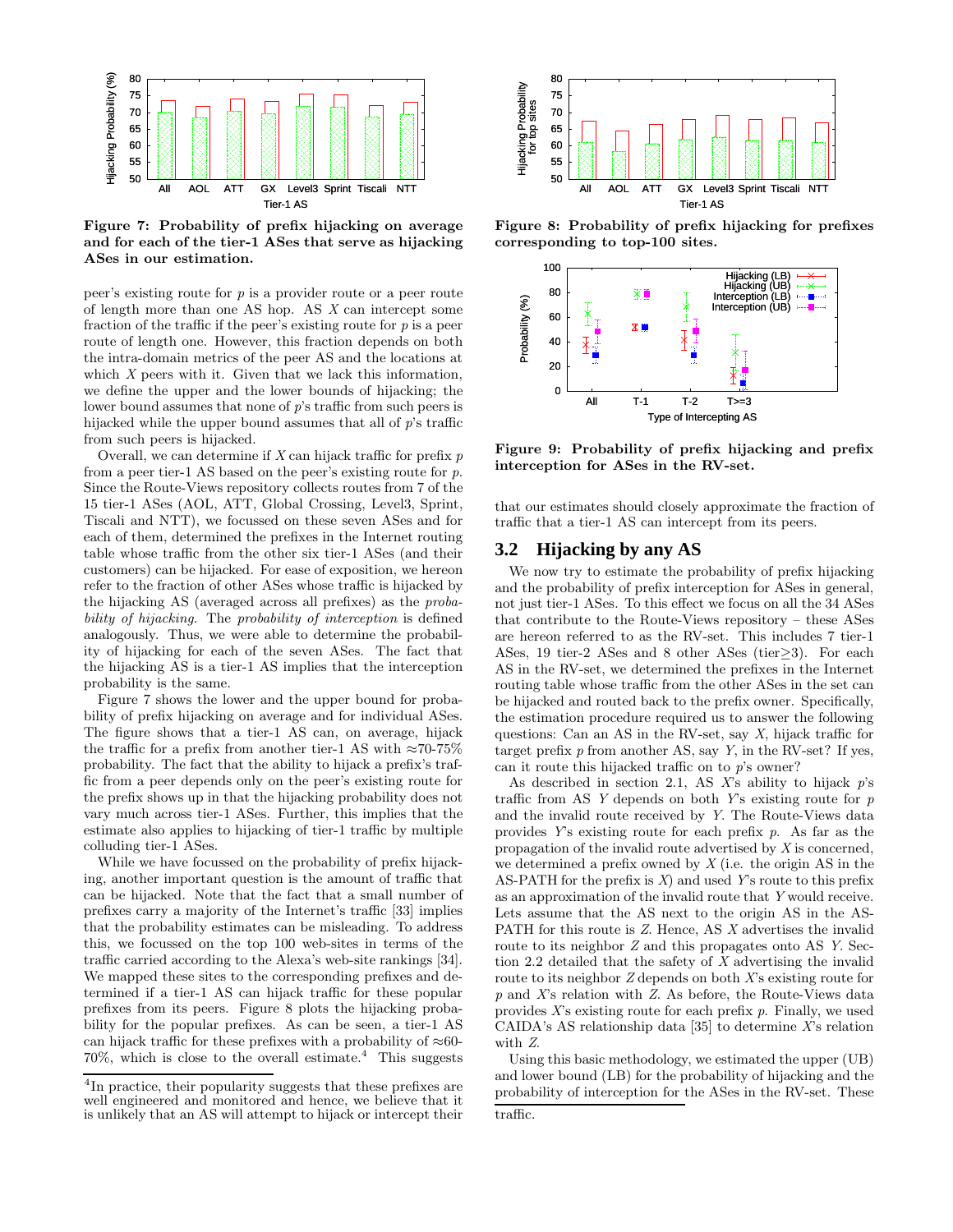Figure 7: Probability of prefix hijacking on average and for each of the tier-1 ASes that serve as hijacking ASes in our estimation.

peer's existing route for $p$ is a provider route or a peer route of length more than one AS hop. AS $X$ can intercept some fraction of the traffic if the peer's existing route for $p$ is a peer route of length one. However, this fraction depends on both the intra-domain metrics of the peer AS and the locations at which $X$ peers with it. Given that we lack this information, we define the upper and the lower bounds of hijacking; the lower bound assumes that none of $p$'s traffic from such peers is hijacked while the upper bound assumes that all of $p$'s traffic from such peers is hijacked.

Overall, we can determine if $X$ can hijack traffic for prefix $p$ from a peer tier-1 AS based on the peer's existing route for $p$. Since the Route-Views repository collects routes from 7 of the 15 tier-1 ASes (AOL, ATT, Global Crossing, Level3, Sprint, Tiscali and NTT), we focussed on these seven ASes and for each of them, determined the prefixes in the Internet routing table whose traffic from the other six tier-1 ASes (and their customers) can be hijacked. For ease of exposition, we hereon refer to the fraction of other ASes whose traffic is hijacked by the hijacking AS (averaged across all prefixes) as the *probability of hijacking*. The *probability of interception* is defined analogously. Thus, we were able to determine the probability of hijacking for each of the seven ASes. The fact that the hijacking AS is a tier-1 AS implies that the interception probability is the same.

Figure 7 shows the lower and the upper bound for probability of prefix hijacking on average and for individual ASes. The figure shows that a tier-1 AS can, on average, hijack the traffic for a prefix from another tier-1 AS with ≈70-75% probability. The fact that the ability to hijack a prefix's traffic from a peer depends only on the peer's existing route for the prefix shows up in that the hijacking probability does not vary much across tier-1 ASes. Further, this implies that the estimate also applies to hijacking of tier-1 traffic by multiple colluding tier-1 ASes.

While we have focussed on the probability of prefix hijacking, another important question is the amount of traffic that can be hijacked. Note that the fact that a small number of prefixes carry a majority of the Internet's traffic [33] implies that the probability estimates can be misleading. To address this, we focussed on the top 100 web-sites in terms of the traffic carried according to the Alexa's web-site rankings [34]. We mapped these sites to the corresponding prefixes and determined if a tier-1 AS can hijack traffic for these popular prefixes from its peers. Figure 8 plots the hijacking probability for the popular prefixes. As can be seen, a tier-1 AS can hijack traffic for these prefixes with a probability of ≈60-70%, which is close to the overall estimate.[4] This suggests that our estimates should closely approximate the fraction of traffic that a tier-1 AS can intercept from its peers.

Figure 8: Probability of prefix hijacking for prefixes corresponding to top-100 sites.

Figure 9: Probability of prefix hijacking and prefix interception for ASes in the RV-set.

## 3.2 Hijacking by any AS

We now try to estimate the probability of prefix hijacking and the probability of prefix interception for ASes in general, not just tier-1 ASes. To this effect we focus on all the 34 ASes that contribute to the Route-Views repository – these ASes are hereon referred to as the RV-set. This includes 7 tier-1 ASes, 19 tier-2 ASes and 8 other ASes (tier≥3). For each AS in the RV-set, we determined the prefixes in the Internet routing table whose traffic from the other ASes in the set can be hijacked and routed back to the prefix owner. Specifically, the estimation procedure required us to answer the following questions: Can an AS in the RV-set, say $X$, hijack traffic for target prefix $p$ from another AS, say $Y$, in the RV-set? If yes, can it route this hijacked traffic on to $p$'s owner?

As described in section 2.1, AS $X$'s ability to hijack $p$'s traffic from AS $Y$ depends on both $Y$'s existing route for $p$ and the invalid route received by $Y$. The Route-Views data provides $Y$'s existing route for each prefix $p$. As far as the propagation of the invalid route advertised by $X$ is concerned, we determined a prefix owned by $X$ (i.e. the origin AS in the AS-PATH for the prefix is $X$) and used $Y$'s route to this prefix as an approximation of the invalid route that $Y$ would receive. Lets assume that the AS next to the origin AS in the AS-PATH for this route is $Z$. Hence, AS $X$ advertises the invalid route to its neighbor $Z$ and this propagates onto AS $Y$. Section 2.2 detailed that the safety of $X$ advertising the invalid route to its neighbor $Z$ depends on both $X$'s existing route for $p$ and $X$'s relation with $Z$. As before, the Route-Views data provides $X$'s existing route for each prefix $p$. Finally, we used CAIDA's AS relationship data [35] to determine $X$'s relation with $Z$.

Using this basic methodology, we estimated the upper (UB) and lower bound (LB) for the probability of hijacking and the probability of interception for the ASes in the RV-set. These

[4]In practice, their popularity suggests that these prefixes are well engineered and monitored and hence, we believe that it is unlikely that an AS will attempt to hijack or intercept their traffic.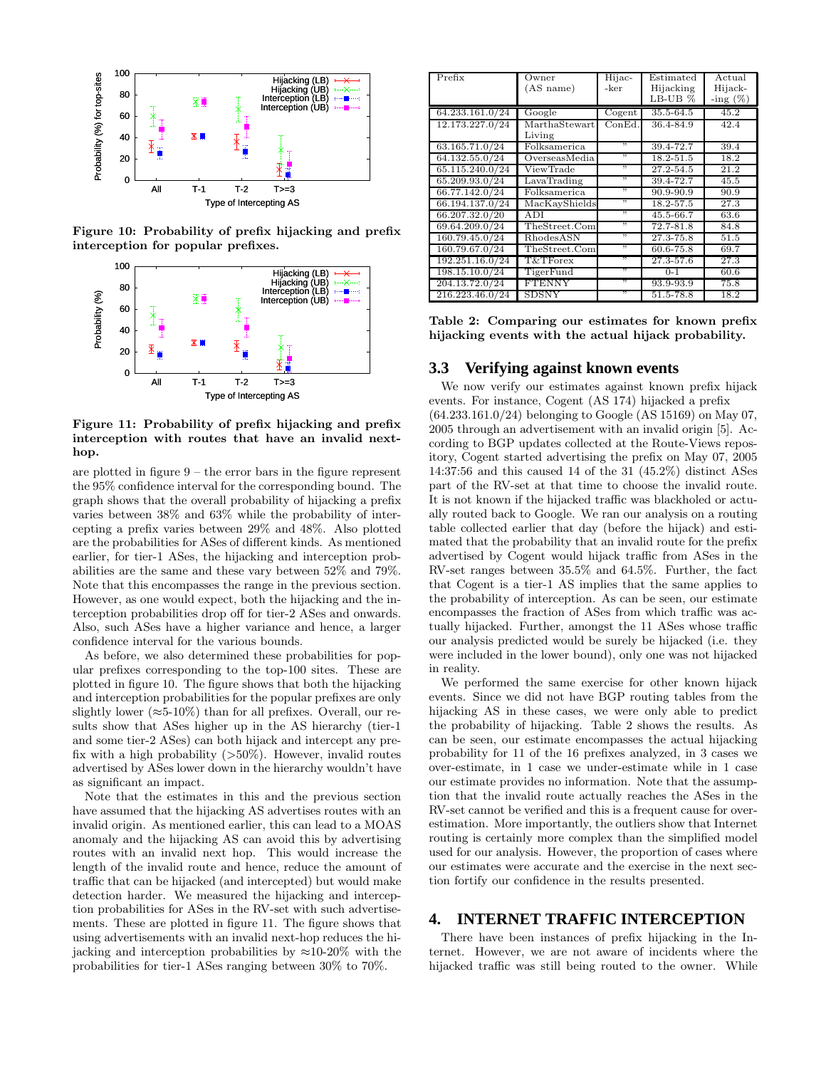Figure 10: Probability of prefix hijacking and prefix interception for popular prefixes.

Figure 11: Probability of prefix hijacking and prefix interception with routes that have an invalid next-hop.

are plotted in figure 9 – the error bars in the figure represent the 95% confidence interval for the corresponding bound. The graph shows that the overall probability of hijacking a prefix varies between 38% and 63% while the probability of intercepting a prefix varies between 29% and 48%. Also plotted are the probabilities for ASes of different kinds. As mentioned earlier, for tier-1 ASes, the hijacking and interception probabilities are the same and these vary between 52% and 79%. Note that this encompasses the range in the previous section. However, as one would expect, both the hijacking and the interception probabilities drop off for tier-2 ASes and onwards. Also, such ASes have a higher variance and hence, a larger confidence interval for the various bounds.

As before, we also determined these probabilities for popular prefixes corresponding to the top-100 sites. These are plotted in figure 10. The figure shows that both the hijacking and interception probabilities for the popular prefixes are only slightly lower (≈5-10%) than for all prefixes. Overall, our results show that ASes higher up in the AS hierarchy (tier-1 and some tier-2 ASes) can both hijack and intercept any prefix with a high probability (>50%). However, invalid routes advertised by ASes lower down in the hierarchy wouldn't have as significant an impact.

Note that the estimates in this and the previous section have assumed that the hijacking AS advertises routes with an invalid origin. As mentioned earlier, this can lead to a MOAS anomaly and the hijacking AS can avoid this by advertising routes with an invalid next hop. This would increase the length of the invalid route and hence, reduce the amount of traffic that can be hijacked (and intercepted) but would make detection harder. We measured the hijacking and interception probabilities for ASes in the RV-set with such advertisements. These are plotted in figure 11. The figure shows that using advertisements with an invalid next-hop reduces the hijacking and interception probabilities by ≈10-20% with the probabilities for tier-1 ASes ranging between 30% to 70%.

| Prefix | Owner (AS name) | Hijac- -ker | Estimated Hijacking LB-UB % | Actual Hijack- -ing (%) |
|---|---|---|---|---|
| 64.233.161.0/24 | Google | Cogent | 35.5-64.5 | 45.2 |
| 12.173.227.0/24 | MarthaStewart Living | ConEd. | 36.4-84.9 | 42.4 |
| 63.165.71.0/24 | Folksamerica | " | 39.4-72.7 | 39.4 |
| 64.132.55.0/24 | OverseasMedia | " | 18.2-51.5 | 18.2 |
| 65.115.240.0/24 | ViewTrade | " | 27.2-54.5 | 21.2 |
| 65.209.93.0/24 | LavaTrading | " | 39.4-72.7 | 45.5 |
| 66.77.142.0/24 | Folksamerica | " | 90.9-90.9 | 90.9 |
| 66.194.137.0/24 | MacKayShields | " | 18.2-57.5 | 27.3 |
| 66.207.32.0/20 | ADI | " | 45.5-66.7 | 63.6 |
| 69.64.209.0/24 | TheStreet.Com | " | 72.7-81.8 | 84.8 |
| 160.79.45.0/24 | RhodesASN | " | 27.3-75.8 | 51.5 |
| 160.79.67.0/24 | TheStreet.Com | " | 60.6-75.8 | 69.7 |
| 192.251.16.0/24 | T&TForex | " | 27.3-57.6 | 27.3 |
| 198.15.10.0/24 | TigerFund | " | 0-1 | 60.6 |
| 204.13.72.0/24 | FTENNY | " | 93.9-93.9 | 75.8 |
| 216.223.46.0/24 | SDSNY | " | 51.5-78.8 | 18.2 |

Table 2: Comparing our estimates for known prefix hijacking events with the actual hijack probability.

## 3.3 Verifying against known events

We now verify our estimates against known prefix hijack events. For instance, Cogent (AS 174) hijacked a prefix (64.233.161.0/24) belonging to Google (AS 15169) on May 07, 2005 through an advertisement with an invalid origin [5]. According to BGP updates collected at the Route-Views repository, Cogent started advertising the prefix on May 07, 2005 14:37:56 and this caused 14 of the 31 (45.2%) distinct ASes part of the RV-set at that time to choose the invalid route. It is not known if the hijacked traffic was blackholed or actually routed back to Google. We ran our analysis on a routing table collected earlier that day (before the hijack) and estimated that the probability that an invalid route for the prefix advertised by Cogent would hijack traffic from ASes in the RV-set ranges between 35.5% and 64.5%. Further, the fact that Cogent is a tier-1 AS implies that the same applies to the probability of interception. As can be seen, our estimate encompasses the fraction of ASes from which traffic was actually hijacked. Further, amongst the 11 ASes whose traffic our analysis predicted would be surely be hijacked (i.e. they were included in the lower bound), only one was not hijacked in reality.

We performed the same exercise for other known hijack events. Since we did not have BGP routing tables from the hijacking AS in these cases, we were only able to predict the probability of hijacking. Table 2 shows the results. As can be seen, our estimate encompasses the actual hijacking probability for 11 of the 16 prefixes analyzed, in 3 cases we over-estimate, in 1 case we under-estimate while in 1 case our estimate provides no information. Note that the assumption that the invalid route actually reaches the ASes in the RV-set cannot be verified and this is a frequent cause for over-estimation. More importantly, the outliers show that Internet routing is certainly more complex than the simplified model used for our analysis. However, the proportion of cases where our estimates were accurate and the exercise in the next section fortify our confidence in the results presented.

# 4. INTERNET TRAFFIC INTERCEPTION

There have been instances of prefix hijacking in the Internet. However, we are not aware of incidents where the hijacked traffic was still being routed to the owner. While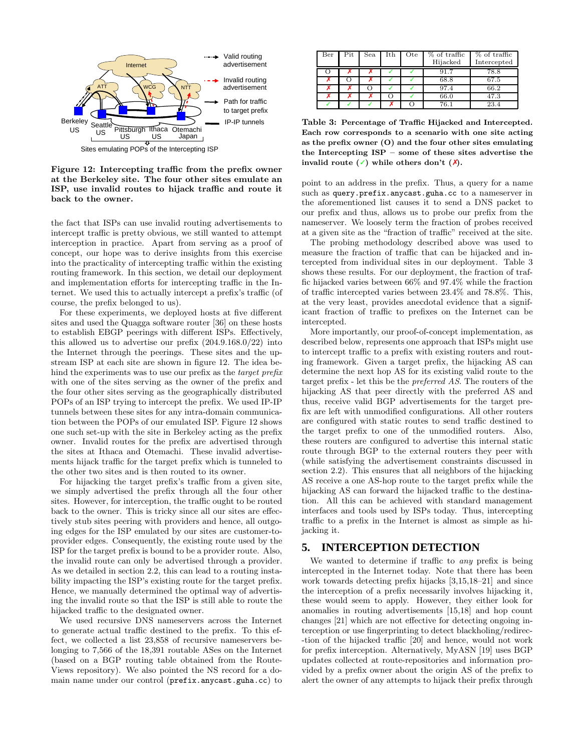Valid routing advertisement

Invalid routing advertisement

Path for traffic to target prefix

IP-IP tunnels

Internet

ATT

WCG

NTT

Berkeley US

Seattle US

Pittsburgh US

Ithaca US

Otemachi Japan

Sites emulating POPs of the Intercepting ISP

**Figure 12: Intercepting traffic from the prefix owner at the Berkeley site. The four other sites emulate an ISP, use invalid routes to hijack traffic and route it back to the owner.**

the fact that ISPs can use invalid routing advertisements to intercept traffic is pretty obvious, we still wanted to attempt interception in practice. Apart from serving as a proof of concept, our hope was to derive insights from this exercise into the practicality of intercepting traffic within the existing routing framework. In this section, we detail our deployment and implementation efforts for intercepting traffic in the Internet. We used this to actually intercept a prefix's traffic (of course, the prefix belonged to us).

For these experiments, we deployed hosts at five different sites and used the Quagga software router [36] on these hosts to establish EBGP peerings with different ISPs. Effectively, this allowed us to advertise our prefix (204.9.168.0/22) into the Internet through the peerings. These sites and the upstream ISP at each site are shown in figure 12. The idea behind the experiments was to use our prefix as the *target prefix* with one of the sites serving as the owner of the prefix and the four other sites serving as the geographically distributed POPs of an ISP trying to intercept the prefix. We used IP-IP tunnels between these sites for any intra-domain communication between the POPs of our emulated ISP. Figure 12 shows one such set-up with the site in Berkeley acting as the prefix owner. Invalid routes for the prefix are advertised through the sites at Ithaca and Otemachi. These invalid advertisements hijack traffic for the target prefix which is tunneled to the other two sites and is then routed to its owner.

For hijacking the target prefix's traffic from a given site, we simply advertised the prefix through all the four other sites. However, for interception, the traffic ought to be routed back to the owner. This is tricky since all our sites are effectively stub sites peering with providers and hence, all outgoing edges for the ISP emulated by our sites are customer-to-provider edges. Consequently, the existing route used by the ISP for the target prefix is bound to be a provider route. Also, the invalid route can only be advertised through a provider. As we detailed in section 2.2, this can lead to a routing instability impacting the ISP's existing route for the target prefix. Hence, we manually determined the optimal way of advertising the invalid route so that the ISP is still able to route the hijacked traffic to the designated owner.

We used recursive DNS nameservers across the Internet to generate actual traffic destined to the prefix. To this effect, we collected a list 23,858 of recursive nameservers belonging to 7,566 of the 18,391 routable ASes on the Internet (based on a BGP routing table obtained from the Route-Views repository). We also pointed the NS record for a domain name under our control (`prefix.anycast.guha.cc`) to point to an address in the prefix. Thus, a query for a name such as `query.prefix.anycast.guha.cc` to a nameserver in the aforementioned list causes it to send a DNS packet to our prefix and thus, allows us to probe our prefix from the nameserver. We loosely term the fraction of probes received at a given site as the "fraction of traffic" received at the site.

| Ber | Pit | Sea | Ith | Ote | % of traffic Hijacked | % of traffic Intercepted |
|---|---|---|---|---|---|---|
| O | ✗ | ✗ | ✓ | ✓ | 91.7 | 78.8 |
| ✗ | O | ✗ | ✓ | ✓ | 68.8 | 67.5 |
| ✗ | ✗ | O | ✓ | ✓ | 97.4 | 66.2 |
| ✗ | ✗ | ✗ | O | ✓ | 66.0 | 47.3 |
| ✓ | ✓ | ✓ | ✗ | O | 76.1 | 23.4 |

**Table 3: Percentage of Traffic Hijacked and Intercepted. Each row corresponds to a scenario with one site acting as the prefix owner (O) and the four other sites emulating the Intercepting ISP – some of these sites advertise the invalid route (✓) while others don't (✗).**

The probing methodology described above was used to measure the fraction of traffic that can be hijacked and intercepted from individual sites in our deployment. Table 3 shows these results. For our deployment, the fraction of traffic hijacked varies between 66% and 97.4% while the fraction of traffic intercepted varies between 23.4% and 78.8%. This, at the very least, provides anecdotal evidence that a significant fraction of traffic to prefixes on the Internet can be intercepted.

More importantly, our proof-of-concept implementation, as described below, represents one approach that ISPs might use to intercept traffic to a prefix with existing routers and routing framework. Given a target prefix, the hijacking AS can determine the next hop AS for its existing valid route to the target prefix - let this be the *preferred AS*. The routers of the hijacking AS that peer directly with the preferred AS and thus, receive valid BGP advertisements for the target prefix are left with unmodified configurations. All other routers are configured with static routes to send traffic destined to the target prefix to one of the unmodified routers. Also, these routers are configured to advertise this internal static route through BGP to the external routers they peer with (while satisfying the advertisement constraints discussed in section 2.2). This ensures that all neighbors of the hijacking AS receive a one AS-hop route to the target prefix while the hijacking AS can forward the hijacked traffic to the destination. All this can be achieved with standard management interfaces and tools used by ISPs today. Thus, intercepting traffic to a prefix in the Internet is almost as simple as hijacking it.

## 5. INTERCEPTION DETECTION

We wanted to determine if traffic to *any* prefix is being intercepted in the Internet today. Note that there has been work towards detecting prefix hijacks [3,15,18–21] and since the interception of a prefix necessarily involves hijacking it, these would seem to apply. However, they either look for anomalies in routing advertisements [15,18] and hop count changes [21] which are not effective for detecting ongoing interception or use fingerprinting to detect blackholing/redirec-tion of the hijacked traffic [20] and hence, would not work for prefix interception. Alternatively, MyASN [19] uses BGP updates collected at route-repositories and information provided by a prefix owner about the origin AS of the prefix to alert the owner of any attempts to hijack their prefix through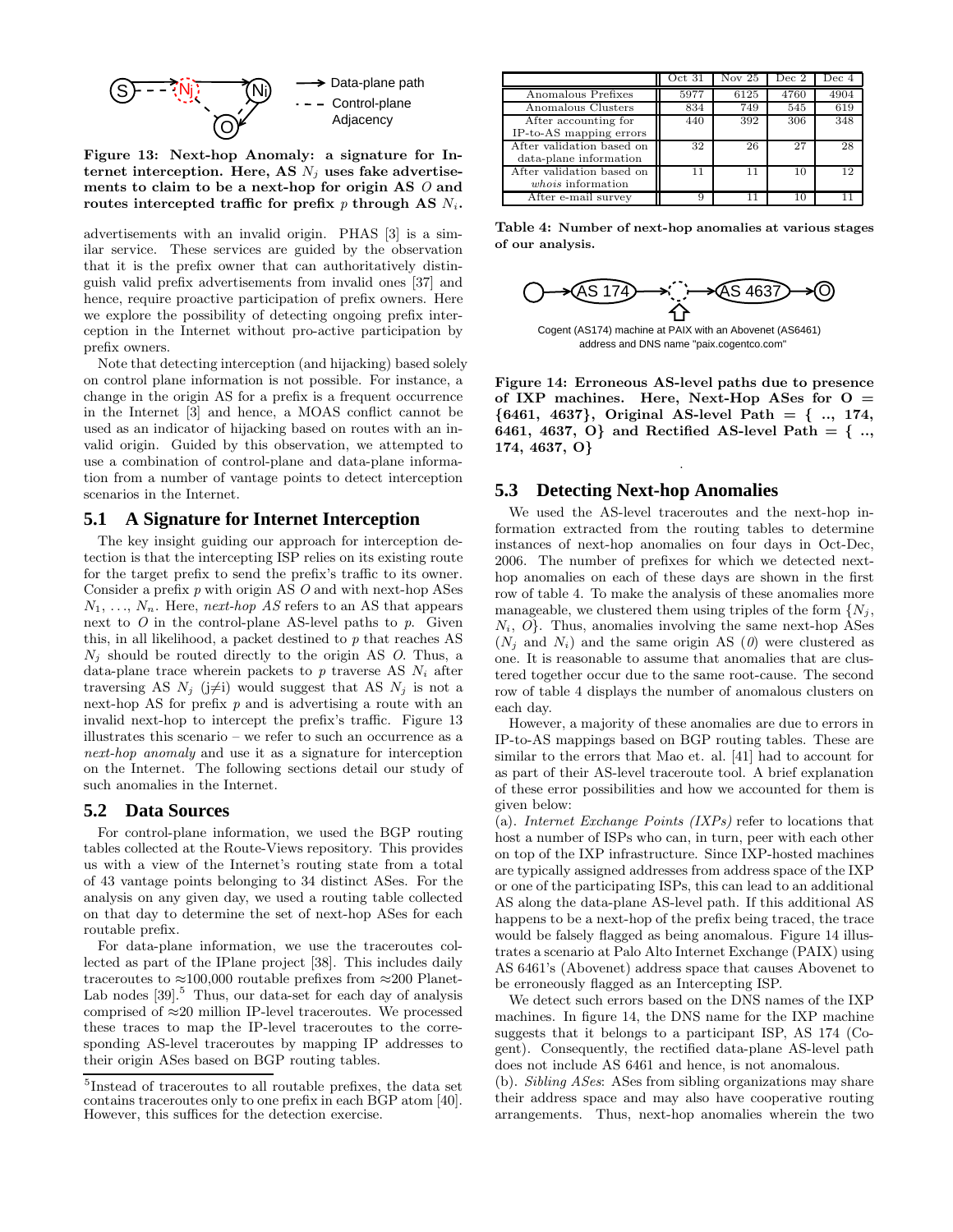Figure 13: Next-hop Anomaly: a signature for Internet interception. Here, AS $N_j$ uses fake advertisements to claim to be a next-hop for origin AS $O$ and routes intercepted traffic for prefix $p$ through AS $N_i$.

advertisements with an invalid origin. PHAS [3] is a similar service. These services are guided by the observation that it is the prefix owner that can authoritatively distinguish valid prefix advertisements from invalid ones [37] and hence, require proactive participation of prefix owners. Here we explore the possibility of detecting ongoing prefix interception in the Internet without pro-active participation by prefix owners.

Note that detecting interception (and hijacking) based solely on control plane information is not possible. For instance, a change in the origin AS for a prefix is a frequent occurrence in the Internet [3] and hence, a MOAS conflict cannot be used as an indicator of hijacking based on routes with an invalid origin. Guided by this observation, we attempted to use a combination of control-plane and data-plane information from a number of vantage points to detect interception scenarios in the Internet.

## 5.1 A Signature for Internet Interception

The key insight guiding our approach for interception detection is that the intercepting ISP relies on its existing route for the target prefix to send the prefix's traffic to its owner. Consider a prefix $p$ with origin AS $O$ and with next-hop ASes $N_1, \ldots, N_n$. Here, *next-hop AS* refers to an AS that appears next to $O$ in the control-plane AS-level paths to $p$. Given this, in all likelihood, a packet destined to $p$ that reaches AS $N_j$ should be routed directly to the origin AS $O$. Thus, a data-plane trace wherein packets to $p$ traverse AS $N_i$ after traversing AS $N_j$ ($j \neq i$) would suggest that AS $N_j$ is not a next-hop AS for prefix $p$ and is advertising a route with an invalid next-hop to intercept the prefix's traffic. Figure 13 illustrates this scenario – we refer to such an occurrence as a *next-hop anomaly* and use it as a signature for interception on the Internet. The following sections detail our study of such anomalies in the Internet.

## 5.2 Data Sources

For control-plane information, we used the BGP routing tables collected at the Route-Views repository. This provides us with a view of the Internet's routing state from a total of 43 vantage points belonging to 34 distinct ASes. For the analysis on any given day, we used a routing table collected on that day to determine the set of next-hop ASes for each routable prefix.

For data-plane information, we use the traceroutes collected as part of the IPlane project [38]. This includes daily traceroutes to ≈100,000 routable prefixes from ≈200 PlanetLab nodes [39].[5] Thus, our data-set for each day of analysis comprised of ≈20 million IP-level traceroutes. We processed these traces to map the IP-level traceroutes to the corresponding AS-level traceroutes by mapping IP addresses to their origin ASes based on BGP routing tables.

[5]Instead of traceroutes to all routable prefixes, the data set contains traceroutes only to one prefix in each BGP atom [40]. However, this suffices for the detection exercise.

| | Oct 31 | Nov 25 | Dec 2 | Dec 4 |
|---|---|---|---|---|
| Anomalous Prefixes | 5977 | 6125 | 4760 | 4904 |
| Anomalous Clusters | 834 | 749 | 545 | 619 |
| After accounting for IP-to-AS mapping errors | 440 | 392 | 306 | 348 |
| After validation based on data-plane information | 32 | 26 | 27 | 28 |
| After validation based on *whois* information | 11 | 11 | 10 | 12 |
| After e-mail survey | 9 | 11 | 10 | 11 |

Table 4: Number of next-hop anomalies at various stages of our analysis.

Cogent (AS174) machine at PAIX with an Abovenet (AS6461) address and DNS name "paix.cogentco.com"

Figure 14: Erroneous AS-level paths due to presence of IXP machines. Here, Next-Hop ASes for O = {6461, 4637}, Original AS-level Path = { .., 174, 6461, 4637, O} and Rectified AS-level Path = { .., 174, 4637, O}

## 5.3 Detecting Next-hop Anomalies

We used the AS-level traceroutes and the next-hop information extracted from the routing tables to determine instances of next-hop anomalies on four days in Oct-Dec, 2006. The number of prefixes for which we detected next-hop anomalies on each of these days are shown in the first row of table 4. To make the analysis of these anomalies more manageable, we clustered them using triples of the form $\{N_j, N_i, O\}$. Thus, anomalies involving the same next-hop ASes ($N_j$ and $N_i$) and the same origin AS ($O$) were clustered as one. It is reasonable to assume that anomalies that are clustered together occur due to the same root-cause. The second row of table 4 displays the number of anomalous clusters on each day.

However, a majority of these anomalies are due to errors in IP-to-AS mappings based on BGP routing tables. These are similar to the errors that Mao et. al. [41] had to account for as part of their AS-level traceroute tool. A brief explanation of these error possibilities and how we accounted for them is given below:

(a). *Internet Exchange Points (IXPs)* refer to locations that host a number of ISPs who can, in turn, peer with each other on top of the IXP infrastructure. Since IXP-hosted machines are typically assigned addresses from address space of the IXP or one of the participating ISPs, this can lead to an additional AS along the data-plane AS-level path. If this additional AS happens to be a next-hop of the prefix being traced, the trace would be falsely flagged as being anomalous. Figure 14 illustrates a scenario at Palo Alto Internet Exchange (PAIX) using AS 6461's (Abovenet) address space that causes Abovenet to be erroneously flagged as an Intercepting ISP.

We detect such errors based on the DNS names of the IXP machines. In figure 14, the DNS name for the IXP machine suggests that it belongs to a participant ISP, AS 174 (Cogent). Consequently, the rectified data-plane AS-level path does not include AS 6461 and hence, is not anomalous.

(b). *Sibling ASes*: ASes from sibling organizations may share their address space and may also have cooperative routing arrangements. Thus, next-hop anomalies wherein the two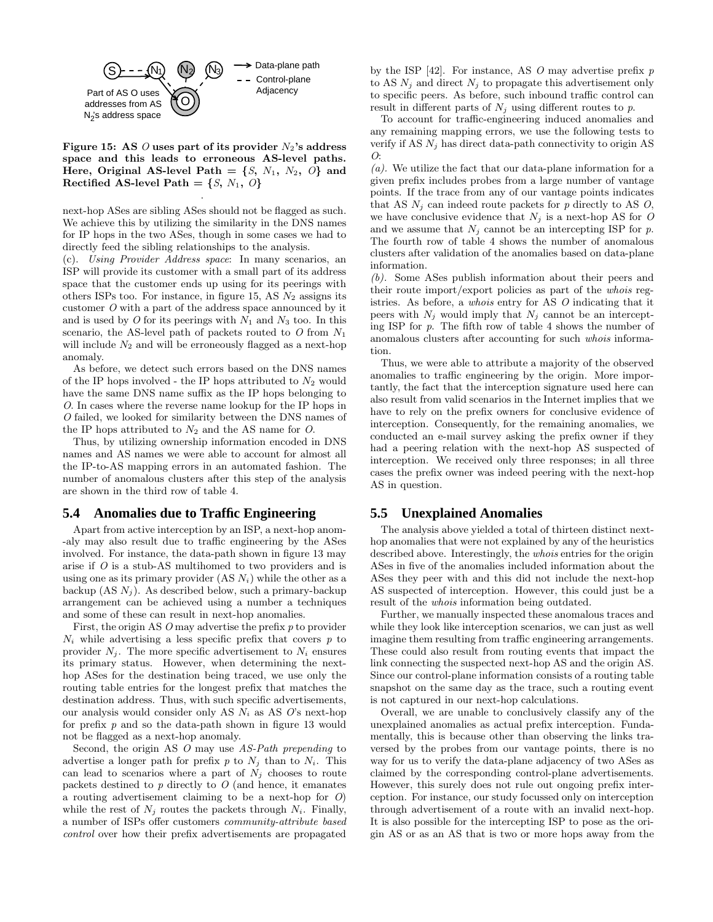Data-plane path

Control-plane Adjacency

Part of AS O uses addresses from AS $N_2$'s address space

**Figure 15: AS $O$ uses part of its provider $N_2$'s address space and this leads to erroneous AS-level paths. Here, Original AS-level Path = {$S$, $N_1$, $N_2$, $O$} and Rectified AS-level Path = {$S$, $N_1$, $O$}**

next-hop ASes are sibling ASes should not be flagged as such. We achieve this by utilizing the similarity in the DNS names for IP hops in the two ASes, though in some cases we had to directly feed the sibling relationships to the analysis.

(c). *Using Provider Address space*: In many scenarios, an ISP will provide its customer with a small part of its address space that the customer ends up using for its peerings with others ISPs too. For instance, in figure 15, AS $N_2$ assigns its customer $O$ with a part of the address space announced by it and is used by $O$ for its peerings with $N_1$ and $N_3$ too. In this scenario, the AS-level path of packets routed to $O$ from $N_1$ will include $N_2$ and will be erroneously flagged as a next-hop anomaly.

As before, we detect such errors based on the DNS names of the IP hops involved - the IP hops attributed to $N_2$ would have the same DNS name suffix as the IP hops belonging to $O$. In cases where the reverse name lookup for the IP hops in $O$ failed, we looked for similarity between the DNS names of the IP hops attributed to $N_2$ and the AS name for $O$.

Thus, by utilizing ownership information encoded in DNS names and AS names we were able to account for almost all the IP-to-AS mapping errors in an automated fashion. The number of anomalous clusters after this step of the analysis are shown in the third row of table 4.

## 5.4 Anomalies due to Traffic Engineering

Apart from active interception by an ISP, a next-hop anomaly may also result due to traffic engineering by the ASes involved. For instance, the data-path shown in figure 13 may arise if $O$ is a stub-AS multihomed to two providers and is using one as its primary provider (AS $N_i$) while the other as a backup (AS $N_j$). As described below, such a primary-backup arrangement can be achieved using a number a techniques and some of these can result in next-hop anomalies.

First, the origin AS $O$ may advertise the prefix $p$ to provider $N_i$ while advertising a less specific prefix that covers $p$ to provider $N_j$. The more specific advertisement to $N_i$ ensures its primary status. However, when determining the next-hop ASes for the destination being traced, we use only the routing table entries for the longest prefix that matches the destination address. Thus, with such specific advertisements, our analysis would consider only AS $N_i$ as AS $O$'s next-hop for prefix $p$ and so the data-path shown in figure 13 would not be flagged as a next-hop anomaly.

Second, the origin AS $O$ may use *AS-Path prepending* to advertise a longer path for prefix $p$ to $N_j$ than to $N_i$. This can lead to scenarios where a part of $N_j$ chooses to route packets destined to $p$ directly to $O$ (and hence, it emanates a routing advertisement claiming to be a next-hop for $O$) while the rest of $N_j$ routes the packets through $N_i$. Finally, a number of ISPs offer customers *community-attribute based control* over how their prefix advertisements are propagated by the ISP [42]. For instance, AS $O$ may advertise prefix $p$ to AS $N_j$ and direct $N_j$ to propagate this advertisement only to specific peers. As before, such inbound traffic control can result in different parts of $N_j$ using different routes to $p$.

To account for traffic-engineering induced anomalies and any remaining mapping errors, we use the following tests to verify if AS $N_j$ has direct data-path connectivity to origin AS $O$:

*(a).* We utilize the fact that our data-plane information for a given prefix includes probes from a large number of vantage points. If the trace from any of our vantage points indicates that AS $N_j$ can indeed route packets for $p$ directly to AS $O$, we have conclusive evidence that $N_j$ is a next-hop AS for $O$ and we assume that $N_j$ cannot be an intercepting ISP for $p$. The fourth row of table 4 shows the number of anomalous clusters after validation of the anomalies based on data-plane information.

*(b).* Some ASes publish information about their peers and their route import/export policies as part of the *whois* registries. As before, a *whois* entry for AS $O$ indicating that it peers with $N_j$ would imply that $N_j$ cannot be an intercepting ISP for $p$. The fifth row of table 4 shows the number of anomalous clusters after accounting for such *whois* information.

Thus, we were able to attribute a majority of the observed anomalies to traffic engineering by the origin. More importantly, the fact that the interception signature used here can also result from valid scenarios in the Internet implies that we have to rely on the prefix owners for conclusive evidence of interception. Consequently, for the remaining anomalies, we conducted an e-mail survey asking the prefix owner if they had a peering relation with the next-hop AS suspected of interception. We received only three responses; in all three cases the prefix owner was indeed peering with the next-hop AS in question.

## 5.5 Unexplained Anomalies

The analysis above yielded a total of thirteen distinct next-hop anomalies that were not explained by any of the heuristics described above. Interestingly, the *whois* entries for the origin ASes in five of the anomalies included information about the ASes they peer with and this did not include the next-hop AS suspected of interception. However, this could just be a result of the *whois* information being outdated.

Further, we manually inspected these anomalous traces and while they look like interception scenarios, we can just as well imagine them resulting from traffic engineering arrangements. These could also result from routing events that impact the link connecting the suspected next-hop AS and the origin AS. Since our control-plane information consists of a routing table snapshot on the same day as the trace, such a routing event is not captured in our next-hop calculations.

Overall, we are unable to conclusively classify any of the unexplained anomalies as actual prefix interception. Fundamentally, this is because other than observing the links traversed by the probes from our vantage points, there is no way for us to verify the data-plane adjacency of two ASes as claimed by the corresponding control-plane advertisements. However, this surely does not rule out ongoing prefix interception. For instance, our study focussed only on interception through advertisement of a route with an invalid next-hop. It is also possible for the intercepting ISP to pose as the origin AS or as an AS that is two or more hops away from the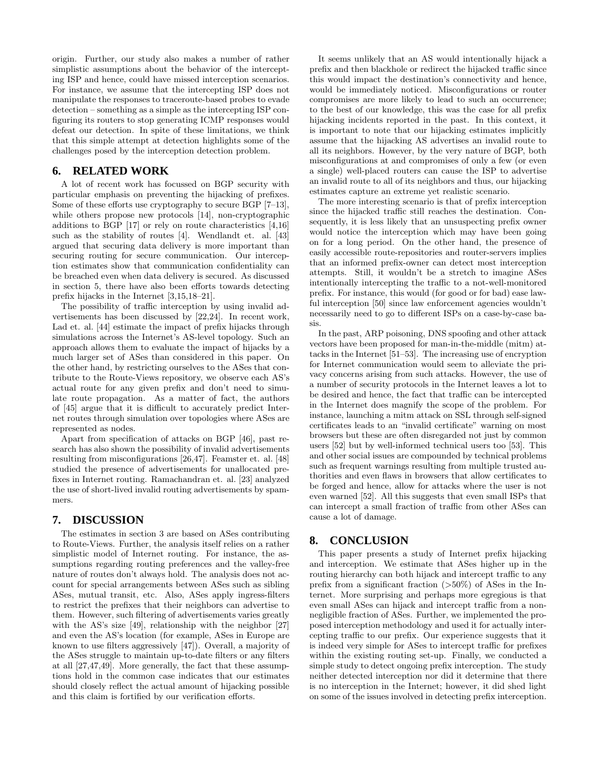origin. Further, our study also makes a number of rather simplistic assumptions about the behavior of the intercepting ISP and hence, could have missed interception scenarios. For instance, we assume that the intercepting ISP does not manipulate the responses to traceroute-based probes to evade detection – something as a simple as the intercepting ISP configuring its routers to stop generating ICMP responses would defeat our detection. In spite of these limitations, we think that this simple attempt at detection highlights some of the challenges posed by the interception detection problem.

## 6. RELATED WORK

A lot of recent work has focussed on BGP security with particular emphasis on preventing the hijacking of prefixes. Some of these efforts use cryptography to secure BGP [7–13], while others propose new protocols [14], non-cryptographic additions to BGP [17] or rely on route characteristics [4,16] such as the stability of routes [4]. Wendlandt et. al. [43] argued that securing data delivery is more important than securing routing for secure communication. Our interception estimates show that communication confidentiality can be breached even when data delivery is secured. As discussed in section 5, there have also been efforts towards detecting prefix hijacks in the Internet [3,15,18–21].

The possibility of traffic interception by using invalid advertisements has been discussed by [22,24]. In recent work, Lad et. al. [44] estimate the impact of prefix hijacks through simulations across the Internet's AS-level topology. Such an approach allows them to evaluate the impact of hijacks by a much larger set of ASes than considered in this paper. On the other hand, by restricting ourselves to the ASes that contribute to the Route-Views repository, we observe each AS's actual route for any given prefix and don't need to simulate route propagation. As a matter of fact, the authors of [45] argue that it is difficult to accurately predict Internet routes through simulation over topologies where ASes are represented as nodes.

Apart from specification of attacks on BGP [46], past research has also shown the possibility of invalid advertisements resulting from misconfigurations [26,47]. Feamster et. al. [48] studied the presence of advertisements for unallocated prefixes in Internet routing. Ramachandran et. al. [23] analyzed the use of short-lived invalid routing advertisements by spammers.

## 7. DISCUSSION

The estimates in section 3 are based on ASes contributing to Route-Views. Further, the analysis itself relies on a rather simplistic model of Internet routing. For instance, the assumptions regarding routing preferences and the valley-free nature of routes don't always hold. The analysis does not account for special arrangements between ASes such as sibling ASes, mutual transit, etc. Also, ASes apply ingress-filters to restrict the prefixes that their neighbors can advertise to them. However, such filtering of advertisements varies greatly with the AS's size [49], relationship with the neighbor [27] and even the AS's location (for example, ASes in Europe are known to use filters aggressively [47]). Overall, a majority of the ASes struggle to maintain up-to-date filters or any filters at all [27,47,49]. More generally, the fact that these assumptions hold in the common case indicates that our estimates should closely reflect the actual amount of hijacking possible and this claim is fortified by our verification efforts.

It seems unlikely that an AS would intentionally hijack a prefix and then blackhole or redirect the hijacked traffic since this would impact the destination's connectivity and hence, would be immediately noticed. Misconfigurations or router compromises are more likely to lead to such an occurrence; to the best of our knowledge, this was the case for all prefix hijacking incidents reported in the past. In this context, it is important to note that our hijacking estimates implicitly assume that the hijacking AS advertises an invalid route to all its neighbors. However, by the very nature of BGP, both misconfigurations at and compromises of only a few (or even a single) well-placed routers can cause the ISP to advertise an invalid route to all of its neighbors and thus, our hijacking estimates capture an extreme yet realistic scenario.

The more interesting scenario is that of prefix interception since the hijacked traffic still reaches the destination. Consequently, it is less likely that an unsuspecting prefix owner would notice the interception which may have been going on for a long period. On the other hand, the presence of easily accessible route-repositories and router-servers implies that an informed prefix-owner can detect most interception attempts. Still, it wouldn't be a stretch to imagine ASes intentionally intercepting the traffic to a not-well-monitored prefix. For instance, this would (for good or for bad) ease lawful interception [50] since law enforcement agencies wouldn't necessarily need to go to different ISPs on a case-by-case basis.

In the past, ARP poisoning, DNS spoofing and other attack vectors have been proposed for man-in-the-middle (mitm) attacks in the Internet [51–53]. The increasing use of encryption for Internet communication would seem to alleviate the privacy concerns arising from such attacks. However, the use of a number of security protocols in the Internet leaves a lot to be desired and hence, the fact that traffic can be intercepted in the Internet does magnify the scope of the problem. For instance, launching a mitm attack on SSL through self-signed certificates leads to an "invalid certificate" warning on most browsers but these are often disregarded not just by common users [52] but by well-informed technical users too [53]. This and other social issues are compounded by technical problems such as frequent warnings resulting from multiple trusted authorities and even flaws in browsers that allow certificates to be forged and hence, allow for attacks where the user is not even warned [52]. All this suggests that even small ISPs that can intercept a small fraction of traffic from other ASes can cause a lot of damage.

## 8. CONCLUSION

This paper presents a study of Internet prefix hijacking and interception. We estimate that ASes higher up in the routing hierarchy can both hijack and intercept traffic to any prefix from a significant fraction (>50%) of ASes in the Internet. More surprising and perhaps more egregious is that even small ASes can hijack and intercept traffic from a non-negligible fraction of ASes. Further, we implemented the proposed interception methodology and used it for actually intercepting traffic to our prefix. Our experience suggests that it is indeed very simple for ASes to intercept traffic for prefixes within the existing routing set-up. Finally, we conducted a simple study to detect ongoing prefix interception. The study neither detected interception nor did it determine that there is no interception in the Internet; however, it did shed light on some of the issues involved in detecting prefix interception.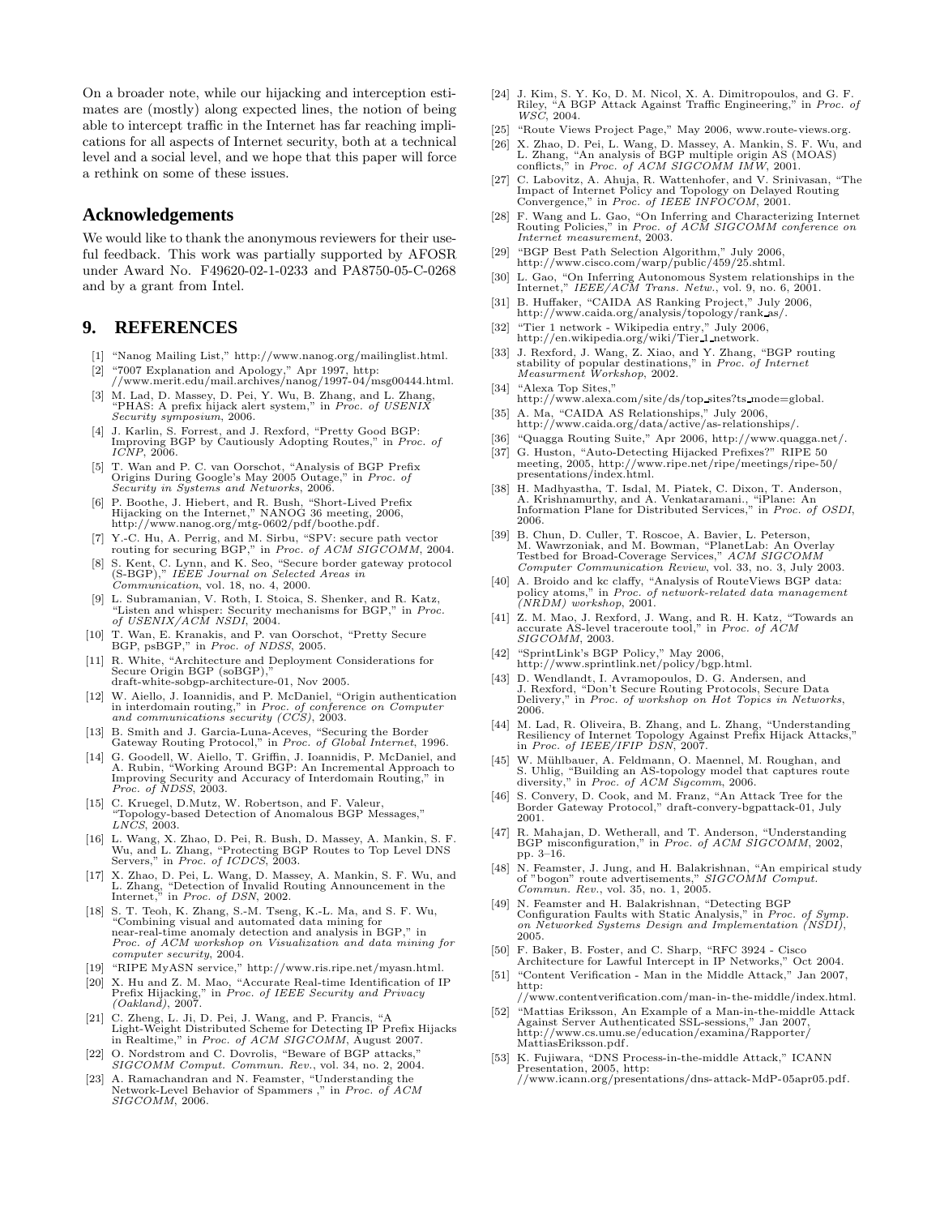On a broader note, while our hijacking and interception estimates are (mostly) along expected lines, the notion of being able to intercept traffic in the Internet has far reaching implications for all aspects of Internet security, both at a technical level and a social level, and we hope that this paper will force a rethink on some of these issues.

## Acknowledgements

We would like to thank the anonymous reviewers for their useful feedback. This work was partially supported by AFOSR under Award No. F49620-02-1-0233 and PA8750-05-C-0268 and by a grant from Intel.

## 9. REFERENCES

[1] "Nanog Mailing List," http://www.nanog.org/mailinglist.html.

[2] "7007 Explanation and Apology," Apr 1997, http://www.merit.edu/mail.archives/nanog/1997-04/msg00444.html.

[3] M. Lad, D. Massey, D. Pei, Y. Wu, B. Zhang, and L. Zhang, "PHAS: A prefix hijack alert system," in *Proc. of USENIX Security symposium*, 2006.

[4] J. Karlin, S. Forrest, and J. Rexford, "Pretty Good BGP: Improving BGP by Cautiously Adopting Routes," in *Proc. of ICNP*, 2006.

[5] T. Wan and P. C. van Oorschot, "Analysis of BGP Prefix Origins During Google's May 2005 Outage," in *Proc. of Security in Systems and Networks*, 2006.

[6] P. Boothe, J. Hiebert, and R. Bush, "Short-Lived Prefix Hijacking on the Internet," NANOG 36 meeting, 2006, http://www.nanog.org/mtg-0602/pdf/boothe.pdf.

[7] Y.-C. Hu, A. Perrig, and M. Sirbu, "SPV: secure path vector routing for securing BGP," in *Proc. of ACM SIGCOMM*, 2004.

[8] S. Kent, C. Lynn, and K. Seo, "Secure border gateway protocol (S-BGP)," *IEEE Journal on Selected Areas in Communication*, vol. 18, no. 4, 2000.

[9] L. Subramanian, V. Roth, I. Stoica, S. Shenker, and R. Katz, "Listen and whisper: Security mechanisms for BGP," in *Proc. of USENIX/ACM NSDI*, 2004.

[10] T. Wan, E. Kranakis, and P. van Oorschot, "Pretty Secure BGP, psBGP," in *Proc. of NDSS*, 2005.

[11] R. White, "Architecture and Deployment Considerations for Secure Origin BGP (soBGP)," draft-white-sobgp-architecture-01, Nov 2005.

[12] W. Aiello, J. Ioannidis, and P. McDaniel, "Origin authentication in interdomain routing," in *Proc. of conference on Computer and communications security (CCS)*, 2003.

[13] B. Smith and J. Garcia-Luna-Aceves, "Securing the Border Gateway Routing Protocol," in *Proc. of Global Internet*, 1996.

[14] G. Goodell, W. Aiello, T. Griffin, J. Ioannidis, P. McDaniel, and A. Rubin, "Working Around BGP: An Incremental Approach to Improving Security and Accuracy of Interdomain Routing," in *Proc. of NDSS*, 2003.

[15] C. Kruegel, D.Mutz, W. Robertson, and F. Valeur, "Topology-based Detection of Anomalous BGP Messages," *LNCS*, 2003.

[16] L. Wang, X. Zhao, D. Pei, R. Bush, D. Massey, A. Mankin, S. F. Wu, and L. Zhang, "Protecting BGP Routes to Top Level DNS Servers," in *Proc. of ICDCS*, 2003.

[17] X. Zhao, D. Pei, L. Wang, D. Massey, A. Mankin, S. F. Wu, and L. Zhang, "Detection of Invalid Routing Announcement in the Internet," in *Proc. of DSN*, 2002.

[18] S. T. Teoh, K. Zhang, S.-M. Tseng, K.-L. Ma, and S. F. Wu, "Combining visual and automated data mining for near-real-time anomaly detection and analysis in BGP," in *Proc. of ACM workshop on Visualization and data mining for computer security*, 2004.

[19] "RIPE MyASN service," http://www.ris.ripe.net/myasn.html.

[20] X. Hu and Z. M. Mao, "Accurate Real-time Identification of IP Prefix Hijacking," in *Proc. of IEEE Security and Privacy (Oakland)*, 2007.

[21] C. Zheng, L. Ji, D. Pei, J. Wang, and P. Francis, "A Light-Weight Distributed Scheme for Detecting IP Prefix Hijacks in Realtime," in *Proc. of ACM SIGCOMM*, August 2007.

[22] O. Nordstrom and C. Dovrolis, "Beware of BGP attacks," *SIGCOMM Comput. Commun. Rev.*, vol. 34, no. 2, 2004.

[23] A. Ramachandran and N. Feamster, "Understanding the Network-Level Behavior of Spammers ," in *Proc. of ACM SIGCOMM*, 2006.

[24] J. Kim, S. Y. Ko, D. M. Nicol, X. A. Dimitropoulos, and G. F. Riley, "A BGP Attack Against Traffic Engineering," in *Proc. of WSC*, 2004.

[25] "Route Views Project Page," May 2006, www.route-views.org.

[26] X. Zhao, D. Pei, L. Wang, D. Massey, A. Mankin, S. F. Wu, and L. Zhang, "An analysis of BGP multiple origin AS (MOAS) conflicts," in *Proc. of ACM SIGCOMM IMW*, 2001.

[27] C. Labovitz, A. Ahuja, R. Wattenhofer, and V. Srinivasan, "The Impact of Internet Policy and Topology on Delayed Routing Convergence," in *Proc. of IEEE INFOCOM*, 2001.

[28] F. Wang and L. Gao, "On Inferring and Characterizing Internet Routing Policies," in *Proc. of ACM SIGCOMM conference on Internet measurement*, 2003.

[29] "BGP Best Path Selection Algorithm," July 2006, http://www.cisco.com/warp/public/459/25.shtml.

[30] L. Gao, "On Inferring Autonomous System relationships in the Internet," *IEEE/ACM Trans. Netw.*, vol. 9, no. 6, 2001.

[31] B. Huffaker, "CAIDA AS Ranking Project," July 2006, http://www.caida.org/analysis/topology/rank_as/.

[32] "Tier 1 network - Wikipedia entry," July 2006, http://en.wikipedia.org/wiki/Tier_1_network.

[33] J. Rexford, J. Wang, Z. Xiao, and Y. Zhang, "BGP routing stability of popular destinations," in *Proc. of Internet Measurment Workshop*, 2002.

[34] "Alexa Top Sites," http://www.alexa.com/site/ds/top_sites?ts_mode=global.

[35] A. Ma, "CAIDA AS Relationships," July 2006, http://www.caida.org/data/active/as-relationships/.

[36] "Quagga Routing Suite," Apr 2006, http://www.quagga.net/.

[37] G. Huston, "Auto-Detecting Hijacked Prefixes?" RIPE 50 meeting, 2005, http://www.ripe.net/ripe/meetings/ripe-50/presentations/index.html.

[38] H. Madhyastha, T. Isdal, M. Piatek, C. Dixon, T. Anderson, A. Krishnamurthy, and A. Venkataramani., "iPlane: An Information Plane for Distributed Services," in *Proc. of OSDI*, 2006.

[39] B. Chun, D. Culler, T. Roscoe, A. Bavier, L. Peterson, M. Wawrzoniak, and M. Bowman, "PlanetLab: An Overlay Testbed for Broad-Coverage Services," *ACM SIGCOMM Computer Communication Review*, vol. 33, no. 3, July 2003.

[40] A. Broido and kc claffy, "Analysis of RouteViews BGP data: policy atoms," in *Proc. of network-related data management (NRDM) workshop*, 2001.

[41] Z. M. Mao, J. Rexford, J. Wang, and R. H. Katz, "Towards an accurate AS-level traceroute tool," in *Proc. of ACM SIGCOMM*, 2003.

[42] "SprintLink's BGP Policy," May 2006, http://www.sprintlink.net/policy/bgp.html.

[43] D. Wendlandt, I. Avramopoulos, D. G. Andersen, and J. Rexford, "Don't Secure Routing Protocols, Secure Data Delivery," in *Proc. of workshop on Hot Topics in Networks*, 2006.

[44] M. Lad, R. Oliveira, B. Zhang, and L. Zhang, "Understanding Resiliency of Internet Topology Against Prefix Hijack Attacks," in *Proc. of IEEE/IFIP DSN*, 2007.

[45] W. Mühlbauer, A. Feldmann, O. Maennel, M. Roughan, and S. Uhlig, "Building an AS-topology model that captures route diversity," in *Proc. of ACM Sigcomm*, 2006.

[46] S. Convery, D. Cook, and M. Franz, "An Attack Tree for the Border Gateway Protocol," draft-convery-bgpattack-01, July 2001.

[47] R. Mahajan, D. Wetherall, and T. Anderson, "Understanding BGP misconfiguration," in *Proc. of ACM SIGCOMM*, 2002, pp. 3–16.

[48] N. Feamster, J. Jung, and H. Balakrishnan, "An empirical study of "bogon" route advertisements," *SIGCOMM Comput. Commun. Rev.*, vol. 35, no. 1, 2005.

[49] N. Feamster and H. Balakrishnan, "Detecting BGP Configuration Faults with Static Analysis," in *Proc. of Symp. on Networked Systems Design and Implementation (NSDI)*, 2005.

[50] F. Baker, B. Foster, and C. Sharp, "RFC 3924 - Cisco Architecture for Lawful Intercept in IP Networks," Oct 2004.

[51] "Content Verification - Man in the Middle Attack," Jan 2007, http://www.contentverification.com/man-in-the-middle/index.html.

[52] "Mattias Eriksson, An Example of a Man-in-the-middle Attack Against Server Authenticated SSL-sessions," Jan 2007, http://www.cs.umu.se/education/examina/Rapporter/MattiasEriksson.pdf.

[53] K. Fujiwara, "DNS Process-in-the-middle Attack," ICANN Presentation, 2005, http://www.icann.org/presentations/dns-attack-MdP-05apr05.pdf.